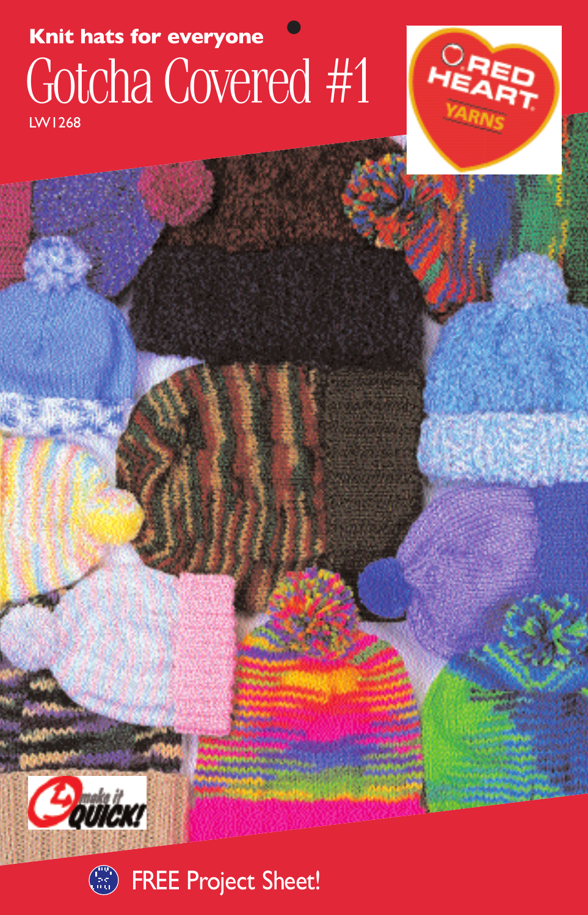**Knit hats for everyone**

# Gotcha Covered #1

LW1268

FREE Project Sheet!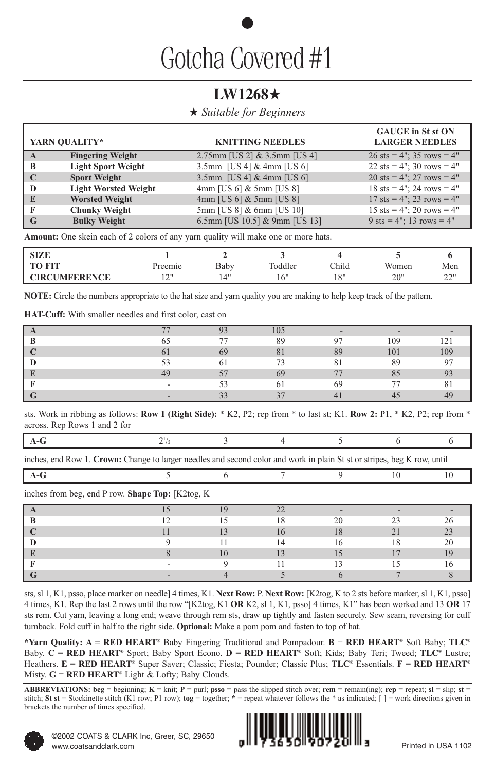# Gotcha Covered #1

## LW1268★

★ *Suitable for Beginners*

| YARN QUALITY* | | KNITTING NEEDLES | GAUGE in St st ON LARGER NEEDLES |
|---|---|---|---|
| **A** | **Fingering Weight** | 2.75mm [US 2] & 3.5mm [US 4] | 26 sts = 4"; 35 rows = 4" |
| **B** | **Light Sport Weight** | 3.5mm [US 4] & 4mm [US 6] | 22 sts = 4"; 30 rows = 4" |
| **C** | **Sport Weight** | 3.5mm [US 4] & 4mm [US 6] | 20 sts = 4"; 27 rows = 4" |
| **D** | **Light Worsted Weight** | 4mm [US 6] & 5mm [US 8] | 18 sts = 4"; 24 rows = 4" |
| **E** | **Worsted Weight** | 4mm [US 6] & 5mm [US 8] | 17 sts = 4"; 23 rows = 4" |
| **F** | **Chunky Weight** | 5mm [US 8] & 6mm [US 10] | 15 sts = 4"; 20 rows = 4" |
| **G** | **Bulky Weight** | 6.5mm [US 10.5] & 9mm [US 13] | 9 sts = 4"; 13 rows = 4" |

**Amount:** One skein each of 2 colors of any yarn quality will make one or more hats.

| SIZE | 1 | 2 | 3 | 4 | 5 | 6 |
|---|---|---|---|---|---|---|
| **TO FIT** | Preemie | Baby | Toddler | Child | Women | Men |
| **CIRCUMFERENCE** | 12" | 14" | 16" | 18" | 20" | 22" |

**NOTE:** Circle the numbers appropriate to the hat size and yarn quality you are making to help keep track of the pattern.

**HAT-Cuff:** With smaller needles and first color, cast on

| | | | | | | |
|---|---|---|---|---|---|---|
| **A** | 77 | 93 | 105 | - | - | - |
| **B** | 65 | 77 | 89 | 97 | 109 | 121 |
| **C** | 61 | 69 | 81 | 89 | 101 | 109 |
| **D** | 53 | 61 | 73 | 81 | 89 | 97 |
| **E** | 49 | 57 | 69 | 77 | 85 | 93 |
| **F** | - | 53 | 61 | 69 | 77 | 81 |
| **G** | - | 33 | 37 | 41 | 45 | 49 |

sts. Work in ribbing as follows: **Row 1 (Right Side):** * K2, P2; rep from * to last st; K1. **Row 2:** P1, * K2, P2; rep from * across. Rep Rows 1 and 2 for

| | | | | | | |
|---|---|---|---|---|---|---|
| **A-G** | 2½ | 3 | 4 | 5 | 6 | 6 |

inches, end Row 1. **Crown:** Change to larger needles and second color and work in plain St st or stripes, beg K row, until

| | | | | | | |
|---|---|---|---|---|---|---|
| **A-G** | 5 | 6 | 7 | 9 | 10 | 10 |

inches from beg, end P row. **Shape Top:** [K2tog, K

| | | | | | | |
|---|---|---|---|---|---|---|
| **A** | 15 | 19 | 22 | - | - | - |
| **B** | 12 | 15 | 18 | 20 | 23 | 26 |
| **C** | 11 | 13 | 16 | 18 | 21 | 23 |
| **D** | 9 | 11 | 14 | 16 | 18 | 20 |
| **E** | 8 | 10 | 13 | 15 | 17 | 19 |
| **F** | - | 9 | 11 | 13 | 15 | 16 |
| **G** | - | 4 | 5 | 6 | 7 | 8 |

sts, sl 1, K1, psso, place marker on needle] 4 times, K1. **Next Row:** P. **Next Row:** [K2tog, K to 2 sts before marker, sl 1, K1, psso] 4 times, K1. Rep the last 2 rows until the row "[K2tog, K1 **OR** K2, sl 1, K1, psso] 4 times, K1" has been worked and 13 **OR** 17 sts rem. Cut yarn, leaving a long end; weave through rem sts, draw up tightly and fasten securely. Sew seam, reversing for cuff turnback. Fold cuff in half to the right side. **Optional:** Make a pom pom and fasten to top of hat.

***Yarn Quality: A = RED HEART®** Baby Fingering Traditional and Pompadour. **B = RED HEART®** Soft Baby; **TLC®** Baby. **C = RED HEART®** Sport; Baby Sport Econo. **D = RED HEART®** Soft; Kids; Baby Teri; Tweed; **TLC®** Lustre; Heathers. **E = RED HEART®** Super Saver; Classic; Fiesta; Pounder; Classic Plus; **TLC®** Essentials. **F = RED HEART®** Misty. **G = RED HEART®** Light & Lofty; Baby Clouds.

**ABBREVIATIONS: beg** = beginning; **K** = knit; **P** = purl; **psso** = pass the slipped stitch over; **rem** = remain(ing); **rep** = repeat; **sl** = slip; **st** = stitch; **St st** = Stockinette stitch (K1 row; P1 row); **tog** = together; ***** = repeat whatever follows the * as indicated; [ ] = work directions given in brackets the number of times specified.

©2002 COATS & CLARK Inc, Greer, SC, 29650
www.coatsandclark.com

Printed in USA 1102